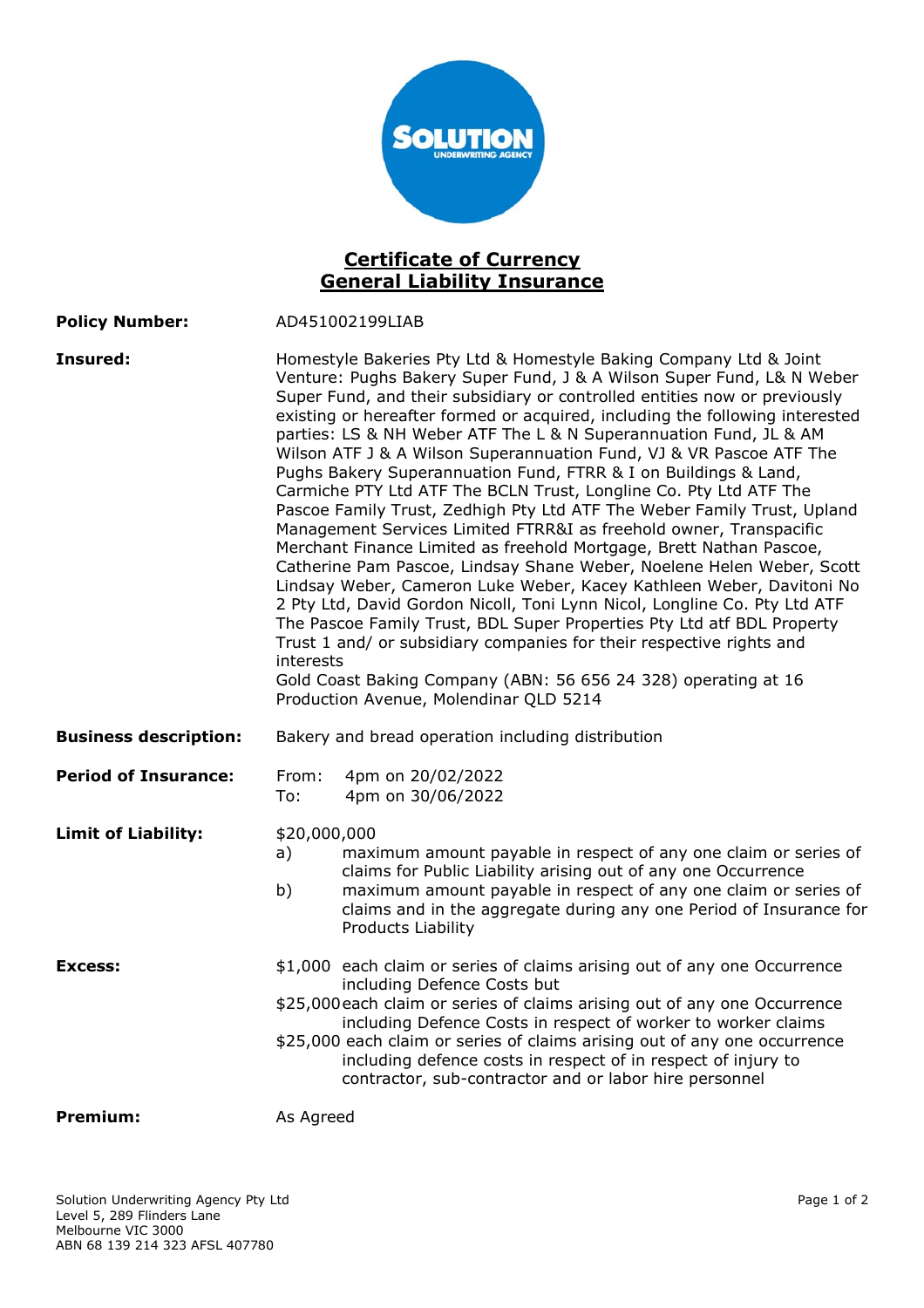# Certificate of Currency
## General Liability Insurance

**Policy Number:** AD451002199LIAB

**Insured:** Homestyle Bakeries Pty Ltd & Homestyle Baking Company Ltd & Joint Venture: Pughs Bakery Super Fund, J & A Wilson Super Fund, L& N Weber Super Fund, and their subsidiary or controlled entities now or previously existing or hereafter formed or acquired, including the following interested parties: LS & NH Weber ATF The L & N Superannuation Fund, JL & AM Wilson ATF J & A Wilson Superannuation Fund, VJ & VR Pascoe ATF The Pughs Bakery Superannuation Fund, FTRR & I on Buildings & Land, Carmiche PTY Ltd ATF The BCLN Trust, Longline Co. Pty Ltd ATF The Pascoe Family Trust, Zedhigh Pty Ltd ATF The Weber Family Trust, Upland Management Services Limited FTRR&I as freehold owner, Transpacific Merchant Finance Limited as freehold Mortgage, Brett Nathan Pascoe, Catherine Pam Pascoe, Lindsay Shane Weber, Noelene Helen Weber, Scott Lindsay Weber, Cameron Luke Weber, Kacey Kathleen Weber, Davitoni No 2 Pty Ltd, David Gordon Nicoll, Toni Lynn Nicol, Longline Co. Pty Ltd ATF The Pascoe Family Trust, BDL Super Properties Pty Ltd atf BDL Property Trust 1 and/ or subsidiary companies for their respective rights and interests
Gold Coast Baking Company (ABN: 56 656 24 328) operating at 16 Production Avenue, Molendinar QLD 5214

**Business description:** Bakery and bread operation including distribution

**Period of Insurance:**
From: 4pm on 20/02/2022
To: 4pm on 30/06/2022

**Limit of Liability:** $20,000,000

a) maximum amount payable in respect of any one claim or series of claims for Public Liability arising out of any one Occurrence
b) maximum amount payable in respect of any one claim or series of claims and in the aggregate during any one Period of Insurance for Products Liability

**Excess:**
$1,000 each claim or series of claims arising out of any one Occurrence including Defence Costs but
$25,000 each claim or series of claims arising out of any one Occurrence including Defence Costs in respect of worker to worker claims
$25,000 each claim or series of claims arising out of any one occurrence including defence costs in respect of in respect of injury to contractor, sub-contractor and or labor hire personnel

**Premium:** As Agreed

Solution Underwriting Agency Pty Ltd
Level 5, 289 Flinders Lane
Melbourne VIC 3000
ABN 68 139 214 323 AFSL 407780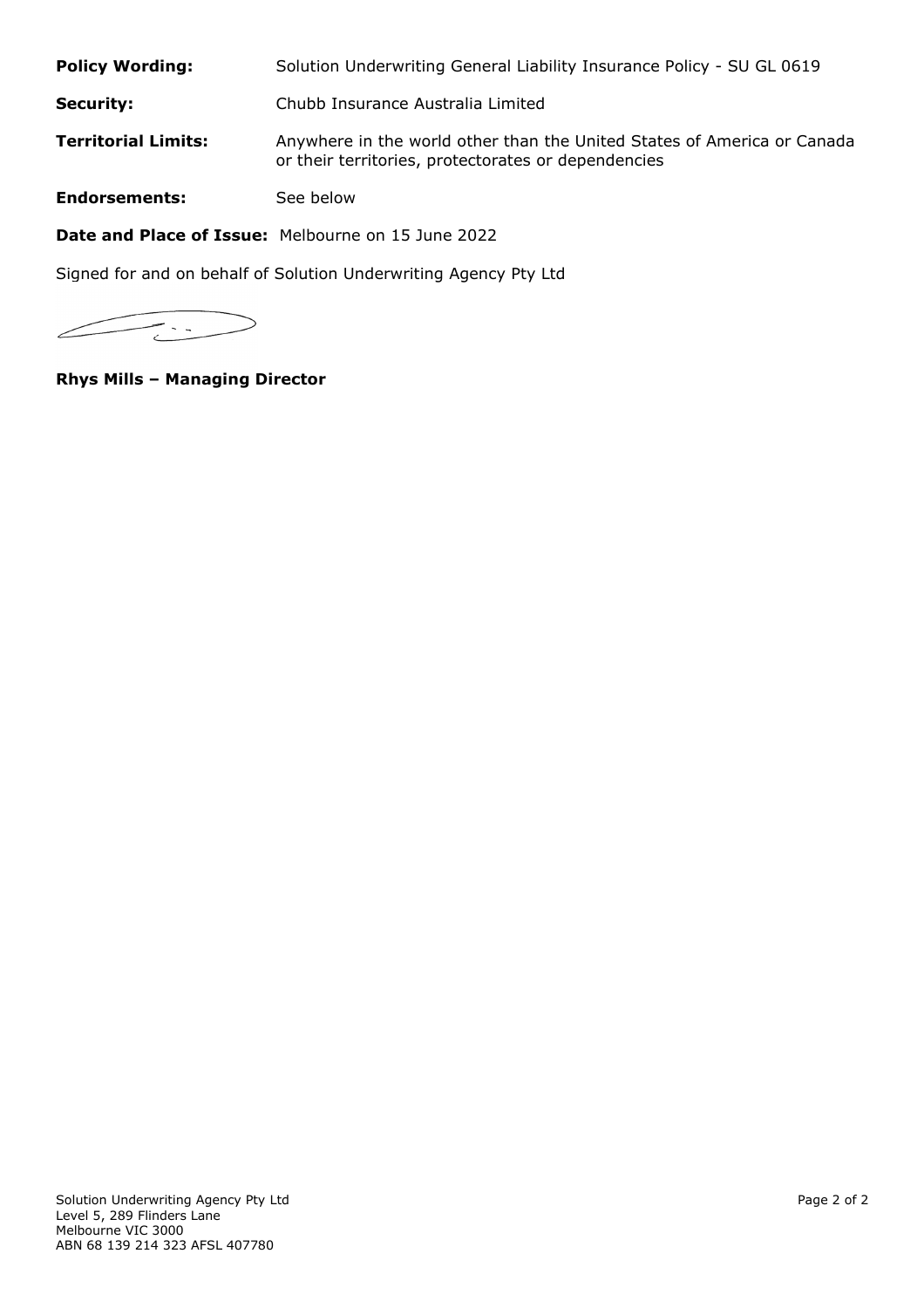| | |
|---|---|
| **Policy Wording:** | Solution Underwriting General Liability Insurance Policy - SU GL 0619 |
| **Security:** | Chubb Insurance Australia Limited |
| **Territorial Limits:** | Anywhere in the world other than the United States of America or Canada or their territories, protectorates or dependencies |
| **Endorsements:** | See below |

**Date and Place of Issue:** Melbourne on 15 June 2022

Signed for and on behalf of Solution Underwriting Agency Pty Ltd

**Rhys Mills – Managing Director**

Solution Underwriting Agency Pty Ltd
Level 5, 289 Flinders Lane
Melbourne VIC 3000
ABN 68 139 214 323 AFSL 407780